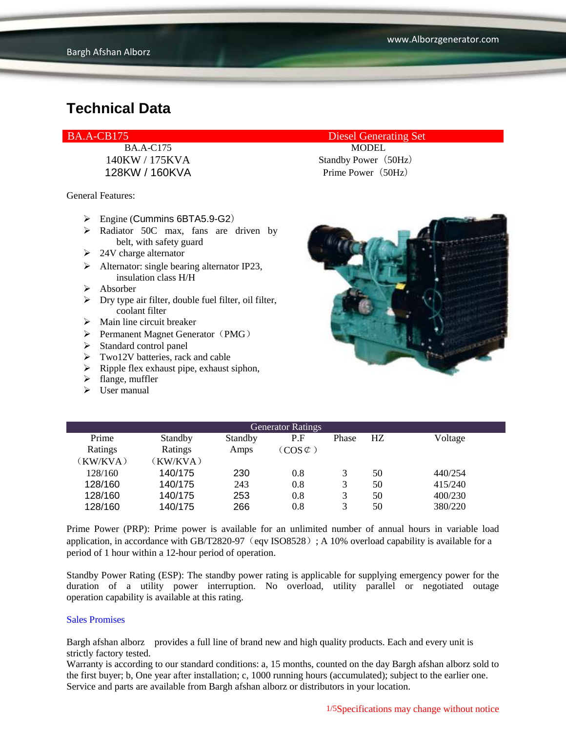# Technical Data

| BA.A-CB175 | Diesel Generating Set |
|---|---|
| BA.A-C175 | MODEL |
| 140KW / 175KVA | Standby Power（50Hz） |
| 128KW / 160KVA | Prime Power（50Hz） |

General Features:

- Engine (Cummins 6BTA5.9-G2）
- Radiator 50C max, fans are driven by belt, with safety guard
- 24V charge alternator
- Alternator: single bearing alternator IP23, insulation class H/H
- Absorber
- Dry type air filter, double fuel filter, oil filter, coolant filter
- Main line circuit breaker
- Permanent Magnet Generator（PMG）
- Standard control panel
- Two12V batteries, rack and cable
- Ripple flex exhaust pipe, exhaust siphon,
- flange, muffler
- User manual

| Generator Ratings | | | | | | |
|---|---|---|---|---|---|---|
| Prime Ratings（KW/KVA） | Standby Ratings（KW/KVA） | Standby Amps | P.F（COS¢） | Phase | HZ | Voltage |
| 128/160 | 140/175 | 230 | 0.8 | 3 | 50 | 440/254 |
| 128/160 | 140/175 | 243 | 0.8 | 3 | 50 | 415/240 |
| 128/160 | 140/175 | 253 | 0.8 | 3 | 50 | 400/230 |
| 128/160 | 140/175 | 266 | 0.8 | 3 | 50 | 380/220 |

Prime Power (PRP): Prime power is available for an unlimited number of annual hours in variable load application, in accordance with GB/T2820-97（eqv ISO8528）; A 10% overload capability is available for a period of 1 hour within a 12-hour period of operation.

Standby Power Rating (ESP): The standby power rating is applicable for supplying emergency power for the duration of a utility power interruption. No overload, utility parallel or negotiated outage operation capability is available at this rating.

Sales Promises

Bargh afshan alborz provides a full line of brand new and high quality products. Each and every unit is strictly factory tested.
Warranty is according to our standard conditions: a, 15 months, counted on the day Bargh afshan alborz sold to the first buyer; b, One year after installation; c, 1000 running hours (accumulated); subject to the earlier one.
Service and parts are available from Bargh afshan alborz or distributors in your location.

Specifications may change without notice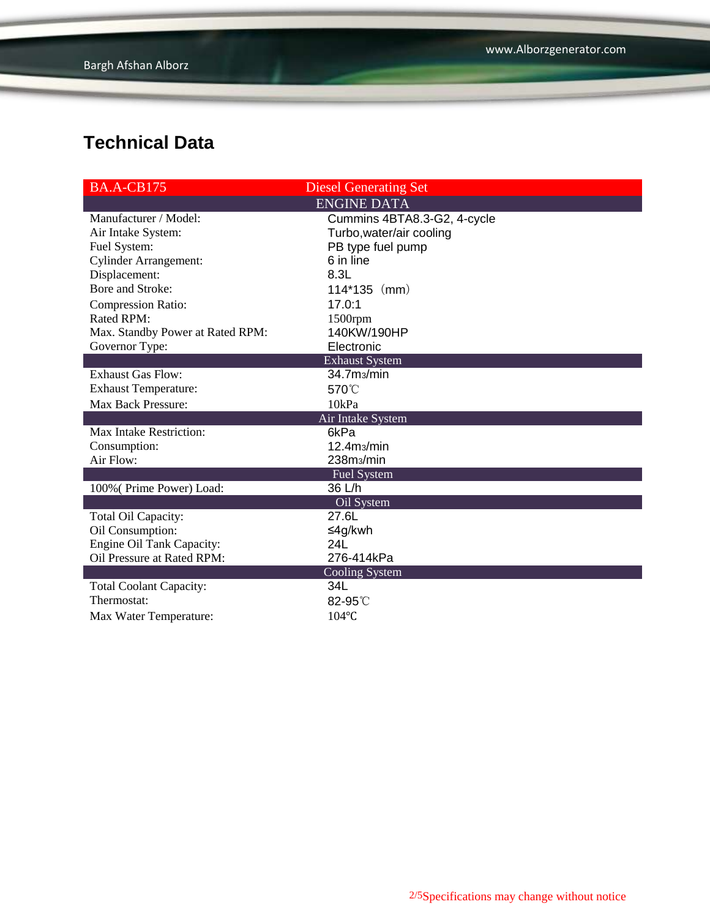# Technical Data

| BA.A-CB175 | Diesel Generating Set |
| --- | --- |
| ENGINE DATA | |
| Manufacturer / Model: | Cummins 4BTA8.3-G2, 4-cycle |
| Air Intake System: | Turbo,water/air cooling |
| Fuel System: | PB type fuel pump |
| Cylinder Arrangement: | 6 in line |
| Displacement: | 8.3L |
| Bore and Stroke: | 114*135（mm） |
| Compression Ratio: | 17.0:1 |
| Rated RPM: | 1500rpm |
| Max. Standby Power at Rated RPM: | 140KW/190HP |
| Governor Type: | Electronic |
| Exhaust System | |
| Exhaust Gas Flow: | 34.7m3/min |
| Exhaust Temperature: | 570℃ |
| Max Back Pressure: | 10kPa |
| Air Intake System | |
| Max Intake Restriction: | 6kPa |
| Consumption: | 12.4m3/min |
| Air Flow: | 238m3/min |
| Fuel System | |
| 100%( Prime Power) Load: | 36 L/h |
| Oil System | |
| Total Oil Capacity: | 27.6L |
| Oil Consumption: | ≤4g/kwh |
| Engine Oil Tank Capacity: | 24L |
| Oil Pressure at Rated RPM: | 276-414kPa |
| Cooling System | |
| Total Coolant Capacity: | 34L |
| Thermostat: | 82-95℃ |
| Max Water Temperature: | 104℃ |

Specifications may change without notice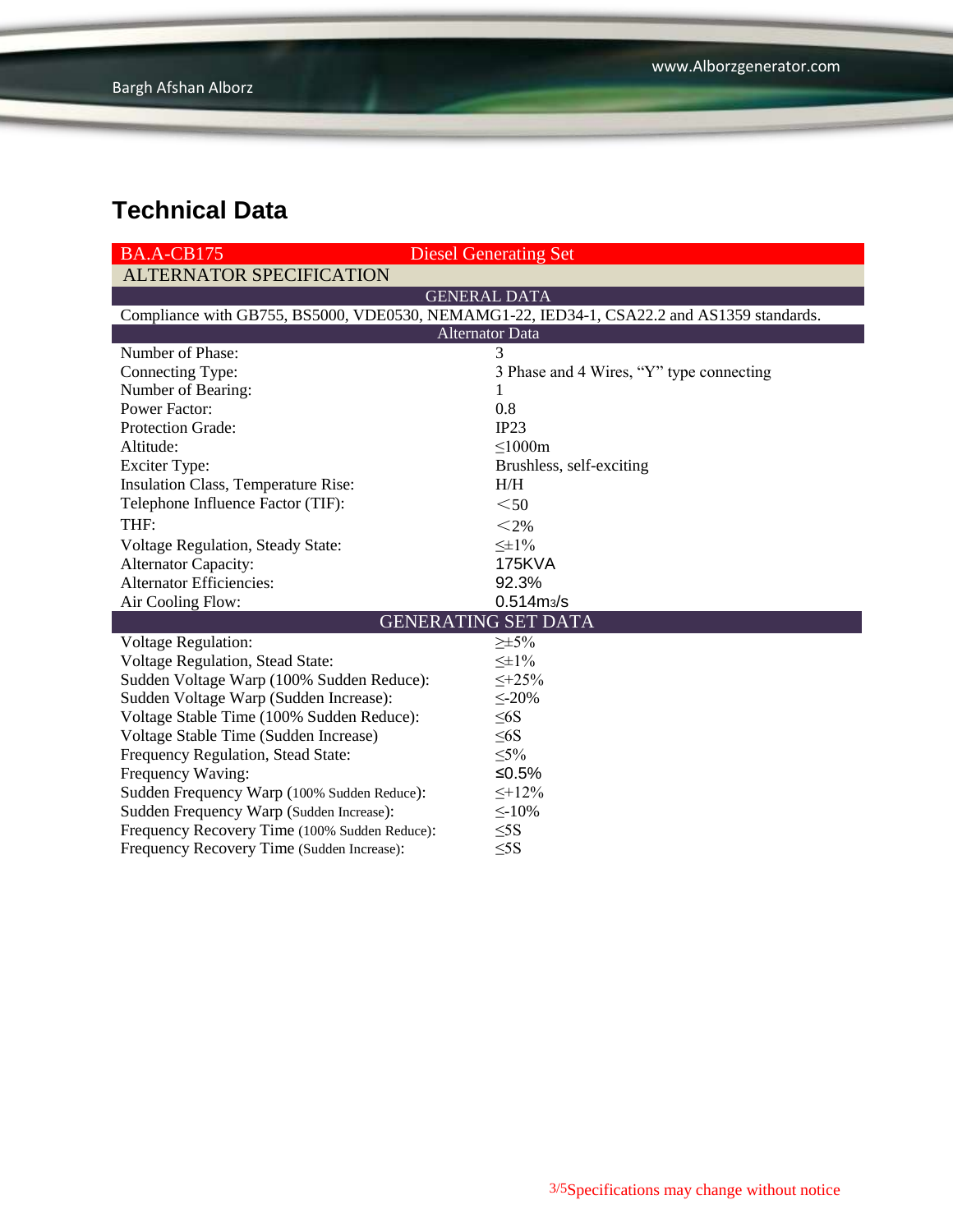## Technical Data

| BA.A-CB175 | Diesel Generating Set |
|---|---|
| **ALTERNATOR SPECIFICATION** | |
| **GENERAL DATA** | |
| Compliance with GB755, BS5000, VDE0530, NEMAMG1-22, IED34-1, CSA22.2 and AS1359 standards. | |
| **Alternator Data** | |
| Number of Phase: | 3 |
| Connecting Type: | 3 Phase and 4 Wires, “Y” type connecting |
| Number of Bearing: | 1 |
| Power Factor: | 0.8 |
| Protection Grade: | IP23 |
| Altitude: | ≤1000m |
| Exciter Type: | Brushless, self-exciting |
| Insulation Class, Temperature Rise: | H/H |
| Telephone Influence Factor (TIF): | ＜50 |
| THF: | ＜2% |
| Voltage Regulation, Steady State: | ≤±1% |
| Alternator Capacity: | 175KVA |
| Alternator Efficiencies: | 92.3% |
| Air Cooling Flow: | 0.514m3/s |
| **GENERATING SET DATA** | |
| Voltage Regulation: | ≥±5% |
| Voltage Regulation, Stead State: | ≤±1% |
| Sudden Voltage Warp (100% Sudden Reduce): | ≤+25% |
| Sudden Voltage Warp (Sudden Increase): | ≤-20% |
| Voltage Stable Time (100% Sudden Reduce): | ≤6S |
| Voltage Stable Time (Sudden Increase) | ≤6S |
| Frequency Regulation, Stead State: | ≤5% |
| Frequency Waving: | ≤0.5% |
| Sudden Frequency Warp (100% Sudden Reduce): | ≤+12% |
| Sudden Frequency Warp (Sudden Increase): | ≤-10% |
| Frequency Recovery Time (100% Sudden Reduce): | ≤5S |
| Frequency Recovery Time (Sudden Increase): | ≤5S |

Specifications may change without notice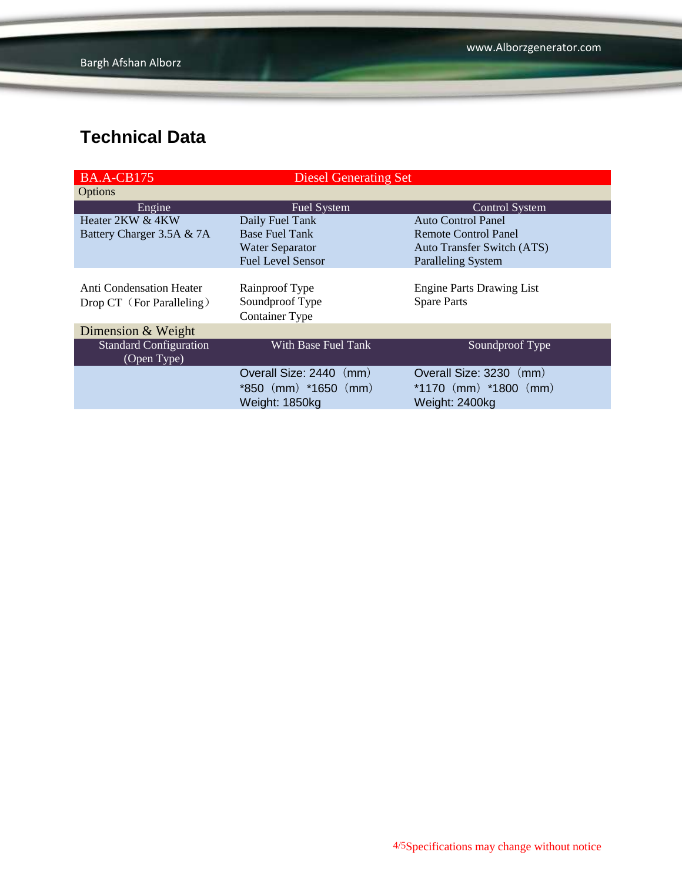## Technical Data

| BA.A-CB175 | Diesel Generating Set | |
|---|---|---|
| Options | | |
| Engine | Fuel System | Control System |
| Heater 2KW & 4KW<br>Battery Charger 3.5A & 7A | Daily Fuel Tank<br>Base Fuel Tank<br>Water Separator<br>Fuel Level Sensor | Auto Control Panel<br>Remote Control Panel<br>Auto Transfer Switch (ATS)<br>Paralleling System |
| Anti Condensation Heater<br>Drop CT（For Paralleling） | Rainproof Type<br>Soundproof Type<br>Container Type | Engine Parts Drawing List<br>Spare Parts |
| Dimension & Weight | | |
| Standard Configuration (Open Type) | With Base Fuel Tank | Soundproof Type |
| | Overall Size: 2440（mm）*850（mm）*1650（mm）<br>Weight: 1850kg | Overall Size: 3230（mm）*1170（mm）*1800（mm）<br>Weight: 2400kg |

Specifications may change without notice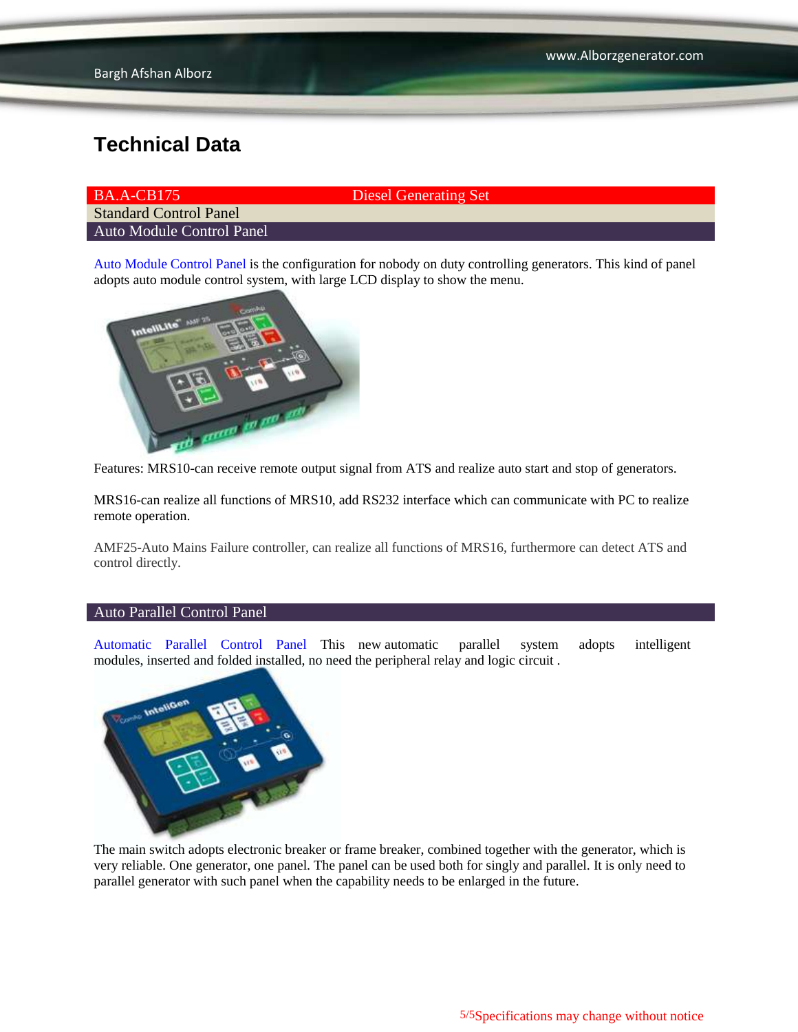# Technical Data

| BA.A-CB175 | Diesel Generating Set |
|---|---|
| Standard Control Panel | |
| Auto Module Control Panel | |

Auto Module Control Panel is the configuration for nobody on duty controlling generators. This kind of panel adopts auto module control system, with large LCD display to show the menu.

Features: MRS10-can receive remote output signal from ATS and realize auto start and stop of generators.

MRS16-can realize all functions of MRS10, add RS232 interface which can communicate with PC to realize remote operation.

AMF25-Auto Mains Failure controller, can realize all functions of MRS16, furthermore can detect ATS and control directly.

## Auto Parallel Control Panel

Automatic Parallel Control Panel This new automatic parallel system adopts intelligent modules, inserted and folded installed, no need the peripheral relay and logic circuit .

The main switch adopts electronic breaker or frame breaker, combined together with the generator, which is very reliable. One generator, one panel. The panel can be used both for singly and parallel. It is only need to parallel generator with such panel when the capability needs to be enlarged in the future.

Specifications may change without notice